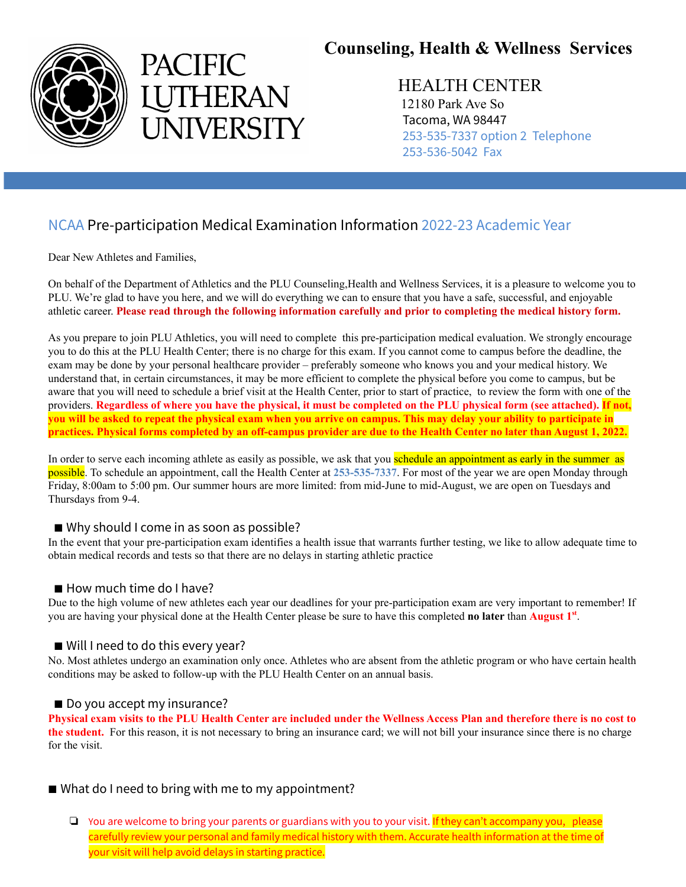PACIFIC LUTHERAN UNIVERSITY

# Counseling, Health & Wellness Services

HEALTH CENTER
12180 Park Ave So
Tacoma, WA 98447
253-535-7337 option 2 Telephone
253-536-5042 Fax

## NCAA Pre-participation Medical Examination Information 2022-23 Academic Year

Dear New Athletes and Families,

On behalf of the Department of Athletics and the PLU Counseling,Health and Wellness Services, it is a pleasure to welcome you to PLU. We're glad to have you here, and we will do everything we can to ensure that you have a safe, successful, and enjoyable athletic career. **Please read through the following information carefully and prior to completing the medical history form.**

As you prepare to join PLU Athletics, you will need to complete this pre-participation medical evaluation. We strongly encourage you to do this at the PLU Health Center; there is no charge for this exam. If you cannot come to campus before the deadline, the exam may be done by your personal healthcare provider – preferably someone who knows you and your medical history. We understand that, in certain circumstances, it may be more efficient to complete the physical before you come to campus, but be aware that you will need to schedule a brief visit at the Health Center, prior to start of practice, to review the form with one of the providers. **Regardless of where you have the physical, it must be completed on the PLU physical form (see attached). If not, you will be asked to repeat the physical exam when you arrive on campus. This may delay your ability to participate in practices. Physical forms completed by an off-campus provider are due to the Health Center no later than August 1, 2022.**

In order to serve each incoming athlete as easily as possible, we ask that you schedule an appointment as early in the summer as possible. To schedule an appointment, call the Health Center at **253-535-7337**. For most of the year we are open Monday through Friday, 8:00am to 5:00 pm. Our summer hours are more limited: from mid-June to mid-August, we are open on Tuesdays and Thursdays from 9-4.

### ■ Why should I come in as soon as possible?

In the event that your pre-participation exam identifies a health issue that warrants further testing, we like to allow adequate time to obtain medical records and tests so that there are no delays in starting athletic practice

### ■ How much time do I have?

Due to the high volume of new athletes each year our deadlines for your pre-participation exam are very important to remember! If you are having your physical done at the Health Center please be sure to have this completed **no later** than **August 1st**.

### ■ Will I need to do this every year?

No. Most athletes undergo an examination only once. Athletes who are absent from the athletic program or who have certain health conditions may be asked to follow-up with the PLU Health Center on an annual basis.

### ■ Do you accept my insurance?

**Physical exam visits to the PLU Health Center are included under the Wellness Access Plan and therefore there is no cost to the student.** For this reason, it is not necessary to bring an insurance card; we will not bill your insurance since there is no charge for the visit.

### ■ What do I need to bring with me to my appointment?

- ❏ You are welcome to bring your parents or guardians with you to your visit. If they can't accompany you, please carefully review your personal and family medical history with them. Accurate health information at the time of your visit will help avoid delays in starting practice.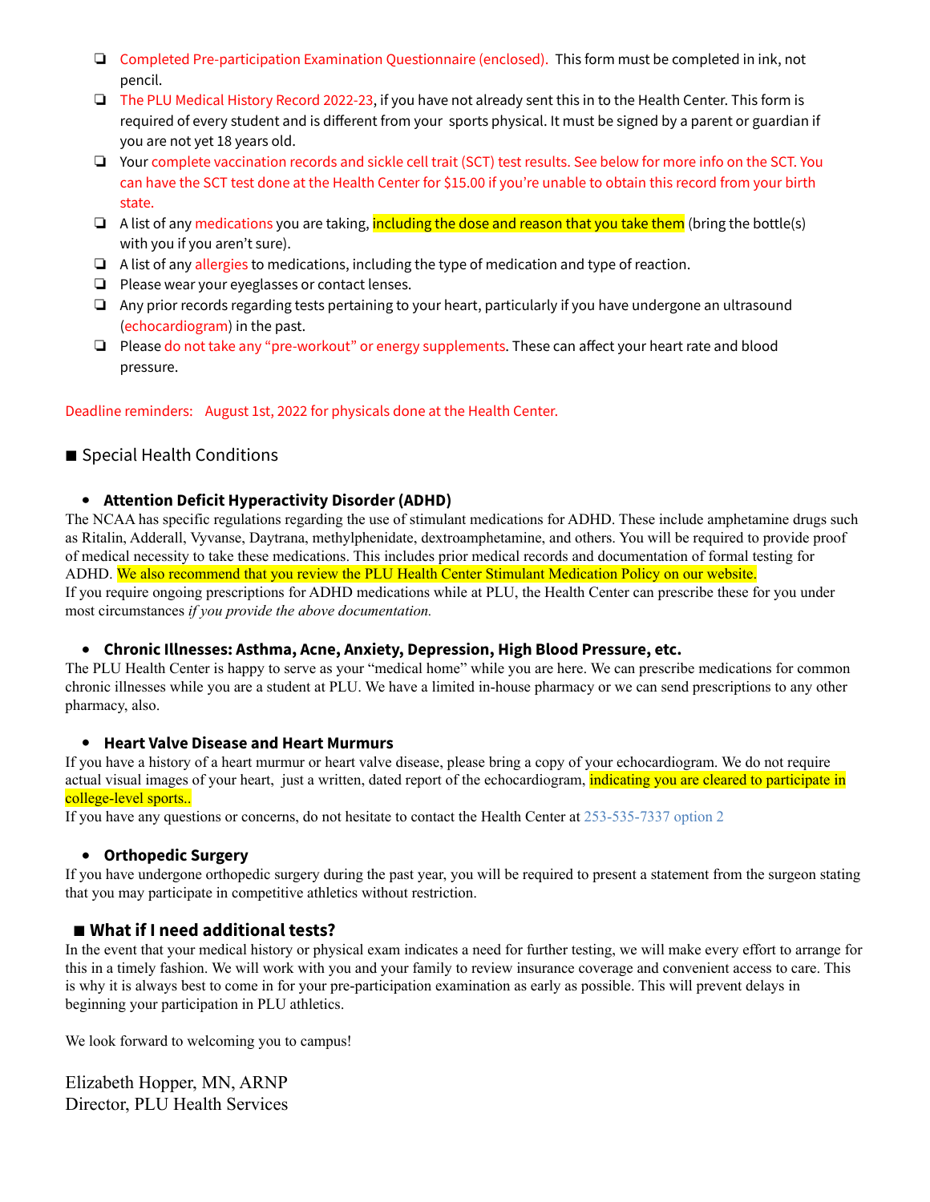- ❏ Completed Pre-participation Examination Questionnaire (enclosed). This form must be completed in ink, not pencil.
- ❏ The PLU Medical History Record 2022-23, if you have not already sent this in to the Health Center. This form is required of every student and is different from your sports physical. It must be signed by a parent or guardian if you are not yet 18 years old.
- ❏ Your complete vaccination records and sickle cell trait (SCT) test results. See below for more info on the SCT. You can have the SCT test done at the Health Center for $15.00 if you're unable to obtain this record from your birth state.
- ❏ A list of any medications you are taking, including the dose and reason that you take them (bring the bottle(s) with you if you aren't sure).
- ❏ A list of any allergies to medications, including the type of medication and type of reaction.
- ❏ Please wear your eyeglasses or contact lenses.
- ❏ Any prior records regarding tests pertaining to your heart, particularly if you have undergone an ultrasound (echocardiogram) in the past.
- ❏ Please do not take any "pre-workout" or energy supplements. These can affect your heart rate and blood pressure.

Deadline reminders: August 1st, 2022 for physicals done at the Health Center.

## ■ Special Health Conditions

- **Attention Deficit Hyperactivity Disorder (ADHD)**

The NCAA has specific regulations regarding the use of stimulant medications for ADHD. These include amphetamine drugs such as Ritalin, Adderall, Vyvanse, Daytrana, methylphenidate, dextroamphetamine, and others. You will be required to provide proof of medical necessity to take these medications. This includes prior medical records and documentation of formal testing for ADHD. We also recommend that you review the PLU Health Center Stimulant Medication Policy on our website.
If you require ongoing prescriptions for ADHD medications while at PLU, the Health Center can prescribe these for you under most circumstances *if you provide the above documentation.*

- **Chronic Illnesses: Asthma, Acne, Anxiety, Depression, High Blood Pressure, etc.**

The PLU Health Center is happy to serve as your "medical home" while you are here. We can prescribe medications for common chronic illnesses while you are a student at PLU. We have a limited in-house pharmacy or we can send prescriptions to any other pharmacy, also.

- **Heart Valve Disease and Heart Murmurs**

If you have a history of a heart murmur or heart valve disease, please bring a copy of your echocardiogram. We do not require actual visual images of your heart, just a written, dated report of the echocardiogram, indicating you are cleared to participate in college-level sports..
If you have any questions or concerns, do not hesitate to contact the Health Center at 253-535-7337 option 2

- **Orthopedic Surgery**

If you have undergone orthopedic surgery during the past year, you will be required to present a statement from the surgeon stating that you may participate in competitive athletics without restriction.

## ■ What if I need additional tests?

In the event that your medical history or physical exam indicates a need for further testing, we will make every effort to arrange for this in a timely fashion. We will work with you and your family to review insurance coverage and convenient access to care. This is why it is always best to come in for your pre-participation examination as early as possible. This will prevent delays in beginning your participation in PLU athletics.

We look forward to welcoming you to campus!

Elizabeth Hopper, MN, ARNP
Director, PLU Health Services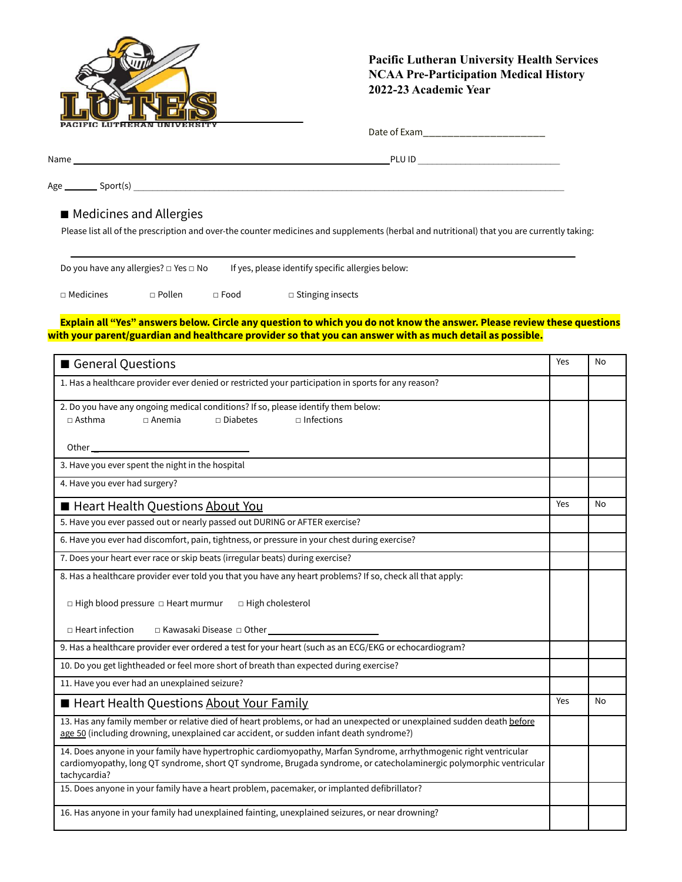**Pacific Lutheran University Health Services**
**NCAA Pre-Participation Medical History**
**2022-23 Academic Year**

LUTES PACIFIC LUTHERAN UNIVERSITY

Date of Exam________________________

Name ______________________________________________ PLU ID ____________________________

Age _______ Sport(s) _______________________________________________________________

## ■ Medicines and Allergies

Please list all of the prescription and over-the counter medicines and supplements (herbal and nutritional) that you are currently taking:

_______________________________________________________________________________

Do you have any allergies? □ Yes □ No If yes, please identify specific allergies below:

□ Medicines □ Pollen □ Food □ Stinging insects

**Explain all "Yes" answers below. Circle any question to which you do not know the answer. Please review these questions with your parent/guardian and healthcare provider so that you can answer with as much detail as possible.**

| ■ General Questions | Yes | No |
|---|---|---|
| 1. Has a healthcare provider ever denied or restricted your participation in sports for any reason? | | |
| 2. Do you have any ongoing medical conditions? If so, please identify them below:<br>□ Asthma □ Anemia □ Diabetes □ Infections<br>Other ______________________ | | |
| 3. Have you ever spent the night in the hospital | | |
| 4. Have you ever had surgery? | | |
| **■ Heart Health Questions About You** | **Yes** | **No** |
| 5. Have you ever passed out or nearly passed out DURING or AFTER exercise? | | |
| 6. Have you ever had discomfort, pain, tightness, or pressure in your chest during exercise? | | |
| 7. Does your heart ever race or skip beats (irregular beats) during exercise? | | |
| 8. Has a healthcare provider ever told you that you have any heart problems? If so, check all that apply:<br>□ High blood pressure □ Heart murmur □ High cholesterol<br>□ Heart infection □ Kawasaki Disease □ Other ____________________ | | |
| 9. Has a healthcare provider ever ordered a test for your heart (such as an ECG/EKG or echocardiogram? | | |
| 10. Do you get lightheaded or feel more short of breath than expected during exercise? | | |
| 11. Have you ever had an unexplained seizure? | | |
| **■ Heart Health Questions About Your Family** | **Yes** | **No** |
| 13. Has any family member or relative died of heart problems, or had an unexpected or unexplained sudden death before age 50 (including drowning, unexplained car accident, or sudden infant death syndrome)? | | |
| 14. Does anyone in your family have hypertrophic cardiomyopathy, Marfan Syndrome, arrhythmogenic right ventricular cardiomyopathy, long QT syndrome, short QT syndrome, Brugada syndrome, or catecholaminergic polymorphic ventricular tachycardia? | | |
| 15. Does anyone in your family have a heart problem, pacemaker, or implanted defibrillator? | | |
| 16. Has anyone in your family had unexplained fainting, unexplained seizures, or near drowning? | | |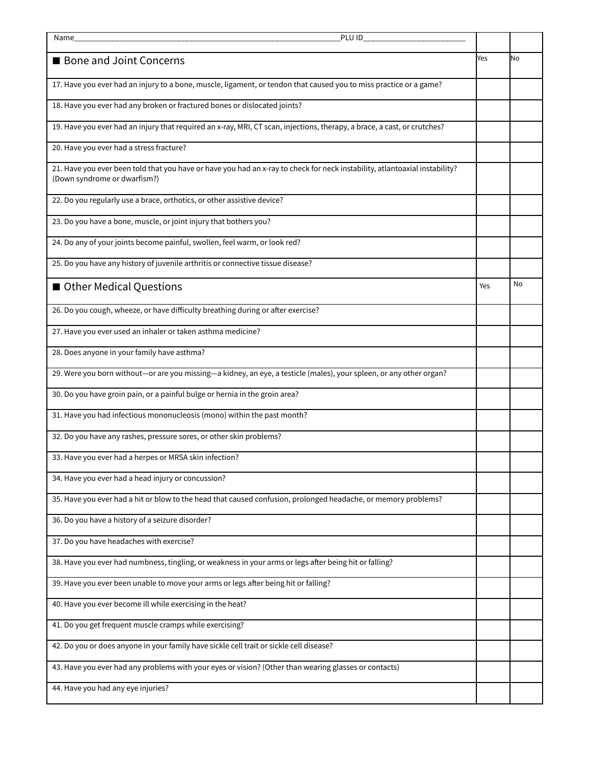| Name\_\_\_\_\_\_\_\_\_\_\_\_\_\_\_\_\_\_\_\_\_\_\_\_\_\_\_\_\_\_\_\_\_\_\_\_\_\_\_\_\_\_\_\_\_\_\_\_\_\_\_\_\_\_\_\_\_\_\_\_\_\_\_\_\_\_PLU ID\_\_\_\_\_\_\_\_\_\_\_\_\_\_\_\_\_\_\_\_\_\_\_\_\_\_ | | |
|---|---|---|
| ■ Bone and Joint Concerns | Yes | No |
| 17. Have you ever had an injury to a bone, muscle, ligament, or tendon that caused you to miss practice or a game? | | |
| 18. Have you ever had any broken or fractured bones or dislocated joints? | | |
| 19. Have you ever had an injury that required an x-ray, MRI, CT scan, injections, therapy, a brace, a cast, or crutches? | | |
| 20. Have you ever had a stress fracture? | | |
| 21. Have you ever been told that you have or have you had an x-ray to check for neck instability, atlantoaxial instability? (Down syndrome or dwarfism?) | | |
| 22. Do you regularly use a brace, orthotics, or other assistive device? | | |
| 23. Do you have a bone, muscle, or joint injury that bothers you? | | |
| 24. Do any of your joints become painful, swollen, feel warm, or look red? | | |
| 25. Do you have any history of juvenile arthritis or connective tissue disease? | | |
| ■ Other Medical Questions | Yes | No |
| 26. Do you cough, wheeze, or have difficulty breathing during or after exercise? | | |
| 27. Have you ever used an inhaler or taken asthma medicine? | | |
| 28. Does anyone in your family have asthma? | | |
| 29. Were you born without—or are you missing—a kidney, an eye, a testicle (males), your spleen, or any other organ? | | |
| 30. Do you have groin pain, or a painful bulge or hernia in the groin area? | | |
| 31. Have you had infectious mononucleosis (mono) within the past month? | | |
| 32. Do you have any rashes, pressure sores, or other skin problems? | | |
| 33. Have you ever had a herpes or MRSA skin infection? | | |
| 34. Have you ever had a head injury or concussion? | | |
| 35. Have you ever had a hit or blow to the head that caused confusion, prolonged headache, or memory problems? | | |
| 36. Do you have a history of a seizure disorder? | | |
| 37. Do you have headaches with exercise? | | |
| 38. Have you ever had numbness, tingling, or weakness in your arms or legs after being hit or falling? | | |
| 39. Have you ever been unable to move your arms or legs after being hit or falling? | | |
| 40. Have you ever become ill while exercising in the heat? | | |
| 41. Do you get frequent muscle cramps while exercising? | | |
| 42. Do you or does anyone in your family have sickle cell trait or sickle cell disease? | | |
| 43. Have you ever had any problems with your eyes or vision? (Other than wearing glasses or contacts) | | |
| 44. Have you had any eye injuries? | | |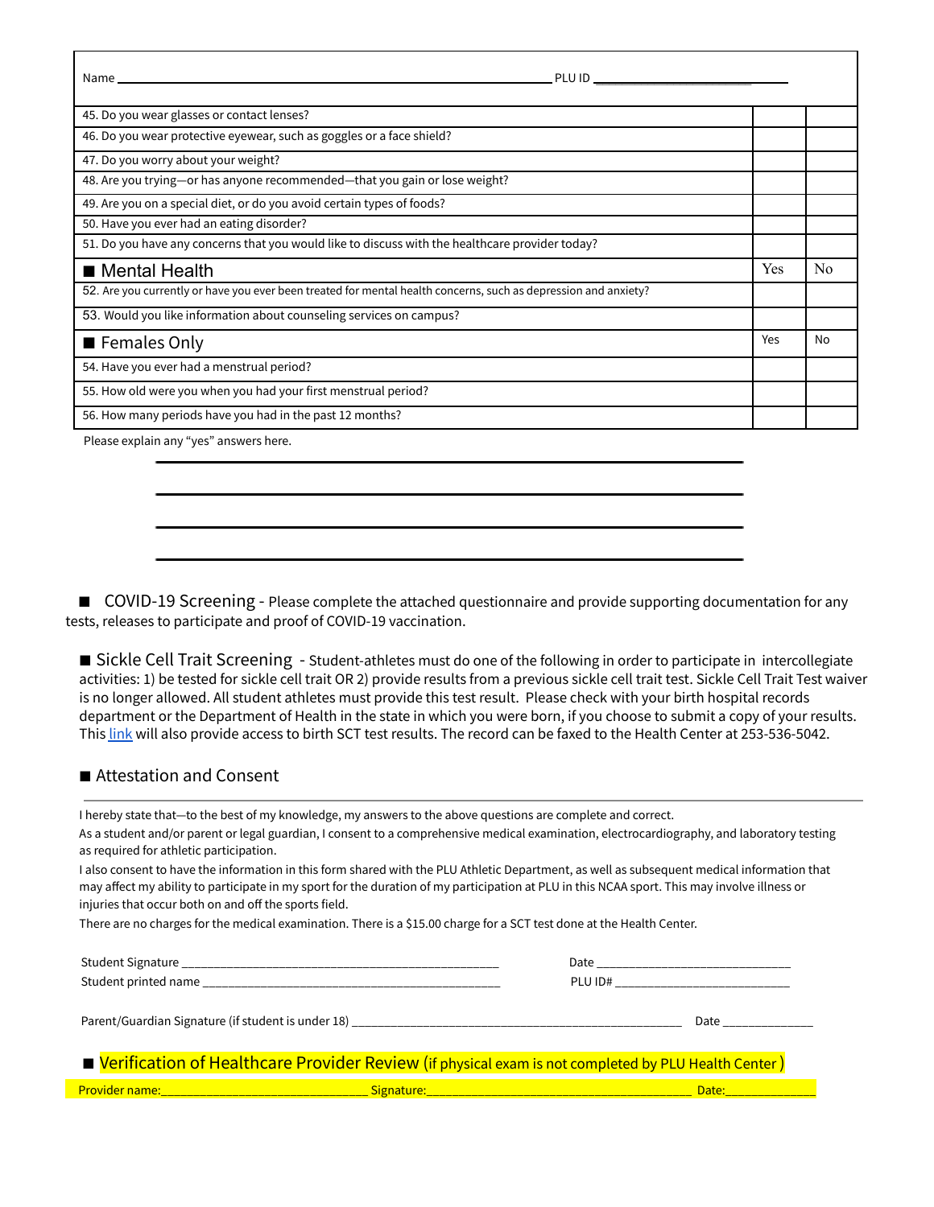Name ______________________________________________ PLU ID ______________________

| | | |
|---|---|---|
| 45. Do you wear glasses or contact lenses? | | |
| 46. Do you wear protective eyewear, such as goggles or a face shield? | | |
| 47. Do you worry about your weight? | | |
| 48. Are you trying—or has anyone recommended—that you gain or lose weight? | | |
| 49. Are you on a special diet, or do you avoid certain types of foods? | | |
| 50. Have you ever had an eating disorder? | | |
| 51. Do you have any concerns that you would like to discuss with the healthcare provider today? | | |
| **■ Mental Health** | **Yes** | **No** |
| 52. Are you currently or have you ever been treated for mental health concerns, such as depression and anxiety? | | |
| 53. Would you like information about counseling services on campus? | | |
| **■ Females Only** | **Yes** | **No** |
| 54. Have you ever had a menstrual period? | | |
| 55. How old were you when you had your first menstrual period? | | |
| 56. How many periods have you had in the past 12 months? | | |

Please explain any "yes" answers here.

______________________________________________

______________________________________________

______________________________________________

______________________________________________

## ■ COVID-19 Screening

- Please complete the attached questionnaire and provide supporting documentation for any tests, releases to participate and proof of COVID-19 vaccination.

## ■ Sickle Cell Trait Screening

- Student-athletes must do one of the following in order to participate in intercollegiate activities: 1) be tested for sickle cell trait OR 2) provide results from a previous sickle cell trait test. Sickle Cell Trait Test waiver is no longer allowed. All student athletes must provide this test result. Please check with your birth hospital records department or the Department of Health in the state in which you were born, if you choose to submit a copy of your results. This link will also provide access to birth SCT test results. The record can be faxed to the Health Center at 253-536-5042.

## ■ Attestation and Consent

I hereby state that—to the best of my knowledge, my answers to the above questions are complete and correct.

As a student and/or parent or legal guardian, I consent to a comprehensive medical examination, electrocardiography, and laboratory testing as required for athletic participation.

I also consent to have the information in this form shared with the PLU Athletic Department, as well as subsequent medical information that may affect my ability to participate in my sport for the duration of my participation at PLU in this NCAA sport. This may involve illness or injuries that occur both on and off the sports field.

There are no charges for the medical examination. There is a $15.00 charge for a SCT test done at the Health Center.

Student Signature ______________________________________ Date ______________________

Student printed name ___________________________________ PLU ID# ____________________

Parent/Guardian Signature (if student is under 18) ______________________________________ Date ____________

## ■ Verification of Healthcare Provider Review (if physical exam is not completed by PLU Health Center)

Provider name:________________________ Signature:________________________________ Date:___________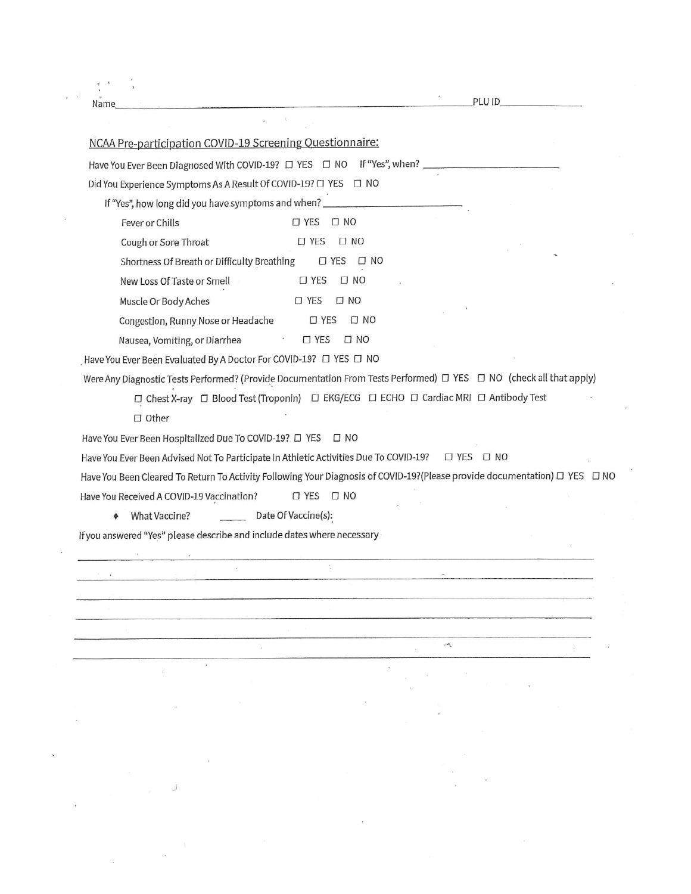Name_______________________________________________ PLU ID_______________

## NCAA Pre-participation COVID-19 Screening Questionnaire:

Have You Ever Been Diagnosed With COVID-19? ☐ YES ☐ NO If "Yes", when? ______________________

Did You Experience Symptoms As A Result Of COVID-19? ☐ YES ☐ NO

If "Yes", how long did you have symptoms and when? ______________________

- Fever or Chills ☐ YES ☐ NO
- Cough or Sore Throat ☐ YES ☐ NO
- Shortness Of Breath or Difficulty Breathing ☐ YES ☐ NO
- New Loss Of Taste or Smell ☐ YES ☐ NO
- Muscle Or Body Aches ☐ YES ☐ NO
- Congestion, Runny Nose or Headache ☐ YES ☐ NO
- Nausea, Vomiting, or Diarrhea ☐ YES ☐ NO

Have You Ever Been Evaluated By A Doctor For COVID-19? ☐ YES ☐ NO

Were Any Diagnostic Tests Performed? (Provide Documentation From Tests Performed) ☐ YES ☐ NO (check all that apply)

☐ Chest X-ray ☐ Blood Test (Troponin) ☐ EKG/ECG ☐ ECHO ☐ Cardiac MRI ☐ Antibody Test

☐ Other

Have You Ever Been Hospitalized Due To COVID-19? ☐ YES ☐ NO

Have You Ever Been Advised Not To Participate In Athletic Activities Due To COVID-19? ☐ YES ☐ NO

Have You Been Cleared To Return To Activity Following Your Diagnosis of COVID-19?(Please provide documentation) ☐ YES ☐ NO

Have You Received A COVID-19 Vaccination? ☐ YES ☐ NO

- What Vaccine? _____ Date Of Vaccine(s):

If you answered "Yes" please describe and include dates where necessary

______________________________________________________________________________

______________________________________________________________________________

______________________________________________________________________________

______________________________________________________________________________

______________________________________________________________________________

______________________________________________________________________________